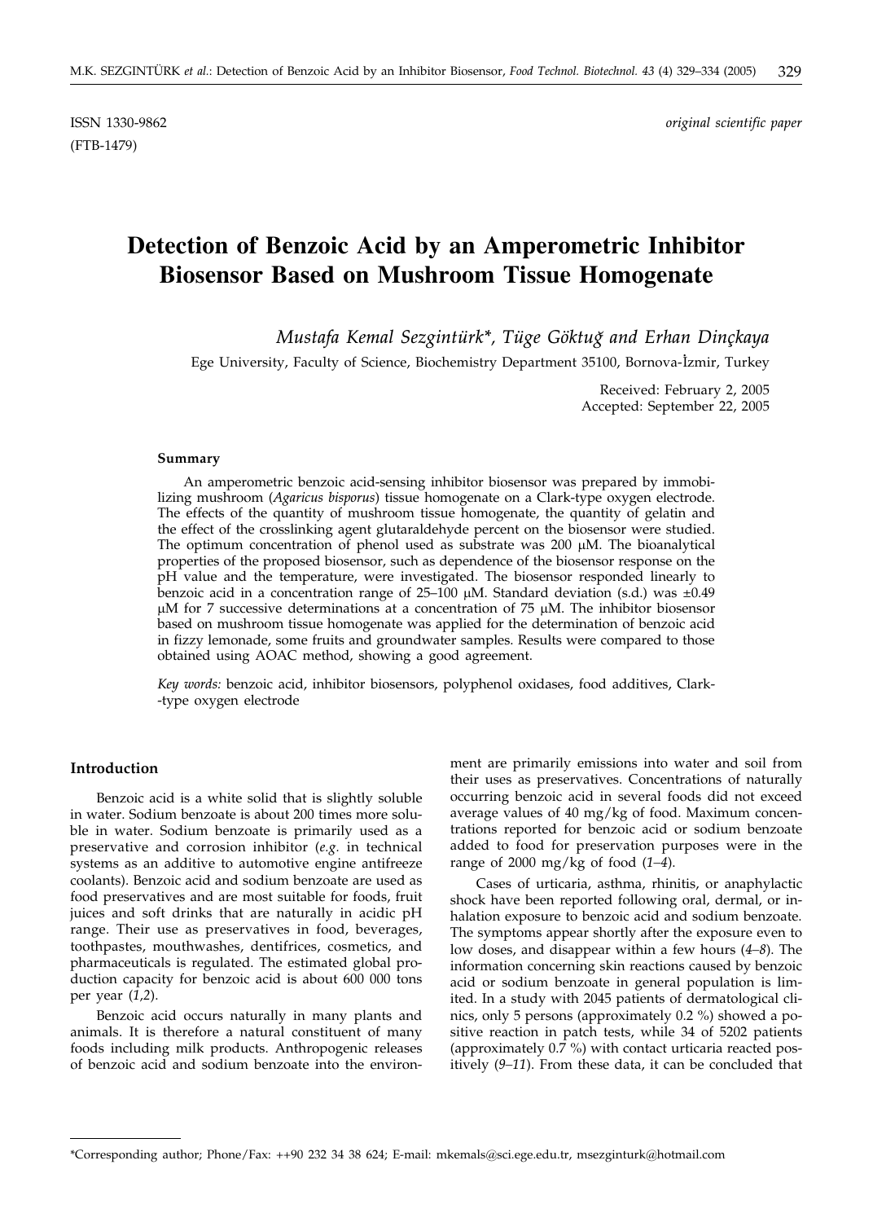ISSN 1330-9862 *original scientific paper*

(FTB-1479)

# Detection of Benzoic Acid by an Amperometric Inhibitor Biosensor Based on Mushroom Tissue Homogenate

*Mustafa Kemal Sezgintürk\*, Tüge Göktuğ and Erhan Dinçkaya*

Ege University, Faculty of Science, Biochemistry Department 35100, Bornova-İzmir, Turkey

Received: February 2, 2005
Accepted: September 22, 2005

### Summary

An amperometric benzoic acid-sensing inhibitor biosensor was prepared by immobilizing mushroom (*Agaricus bisporus*) tissue homogenate on a Clark-type oxygen electrode. The effects of the quantity of mushroom tissue homogenate, the quantity of gelatin and the effect of the crosslinking agent glutaraldehyde percent on the biosensor were studied. The optimum concentration of phenol used as substrate was 200 μM. The bioanalytical properties of the proposed biosensor, such as dependence of the biosensor response on the pH value and the temperature, were investigated. The biosensor responded linearly to benzoic acid in a concentration range of 25–100 μM. Standard deviation (s.d.) was ±0.49 μM for 7 successive determinations at a concentration of 75 μM. The inhibitor biosensor based on mushroom tissue homogenate was applied for the determination of benzoic acid in fizzy lemonade, some fruits and groundwater samples. Results were compared to those obtained using AOAC method, showing a good agreement.

*Key words:* benzoic acid, inhibitor biosensors, polyphenol oxidases, food additives, Clark-type oxygen electrode

### Introduction

Benzoic acid is a white solid that is slightly soluble in water. Sodium benzoate is about 200 times more soluble in water. Sodium benzoate is primarily used as a preservative and corrosion inhibitor (*e.g.* in technical systems as an additive to automotive engine antifreeze coolants). Benzoic acid and sodium benzoate are used as food preservatives and are most suitable for foods, fruit juices and soft drinks that are naturally in acidic pH range. Their use as preservatives in food, beverages, toothpastes, mouthwashes, dentifrices, cosmetics, and pharmaceuticals is regulated. The estimated global production capacity for benzoic acid is about 600 000 tons per year (*1,2*).

Benzoic acid occurs naturally in many plants and animals. It is therefore a natural constituent of many foods including milk products. Anthropogenic releases of benzoic acid and sodium benzoate into the environment are primarily emissions into water and soil from their uses as preservatives. Concentrations of naturally occurring benzoic acid in several foods did not exceed average values of 40 mg/kg of food. Maximum concentrations reported for benzoic acid or sodium benzoate added to food for preservation purposes were in the range of 2000 mg/kg of food (*1–4*).

Cases of urticaria, asthma, rhinitis, or anaphylactic shock have been reported following oral, dermal, or inhalation exposure to benzoic acid and sodium benzoate. The symptoms appear shortly after the exposure even to low doses, and disappear within a few hours (*4–8*). The information concerning skin reactions caused by benzoic acid or sodium benzoate in general population is limited. In a study with 2045 patients of dermatological clinics, only 5 persons (approximately 0.2 %) showed a positive reaction in patch tests, while 34 of 5202 patients (approximately 0.7 %) with contact urticaria reacted positively (*9–11*). From these data, it can be concluded that

---

\*Corresponding author; Phone/Fax: ++90 232 34 38 624; E-mail: mkemals@sci.ege.edu.tr, msezginturk@hotmail.com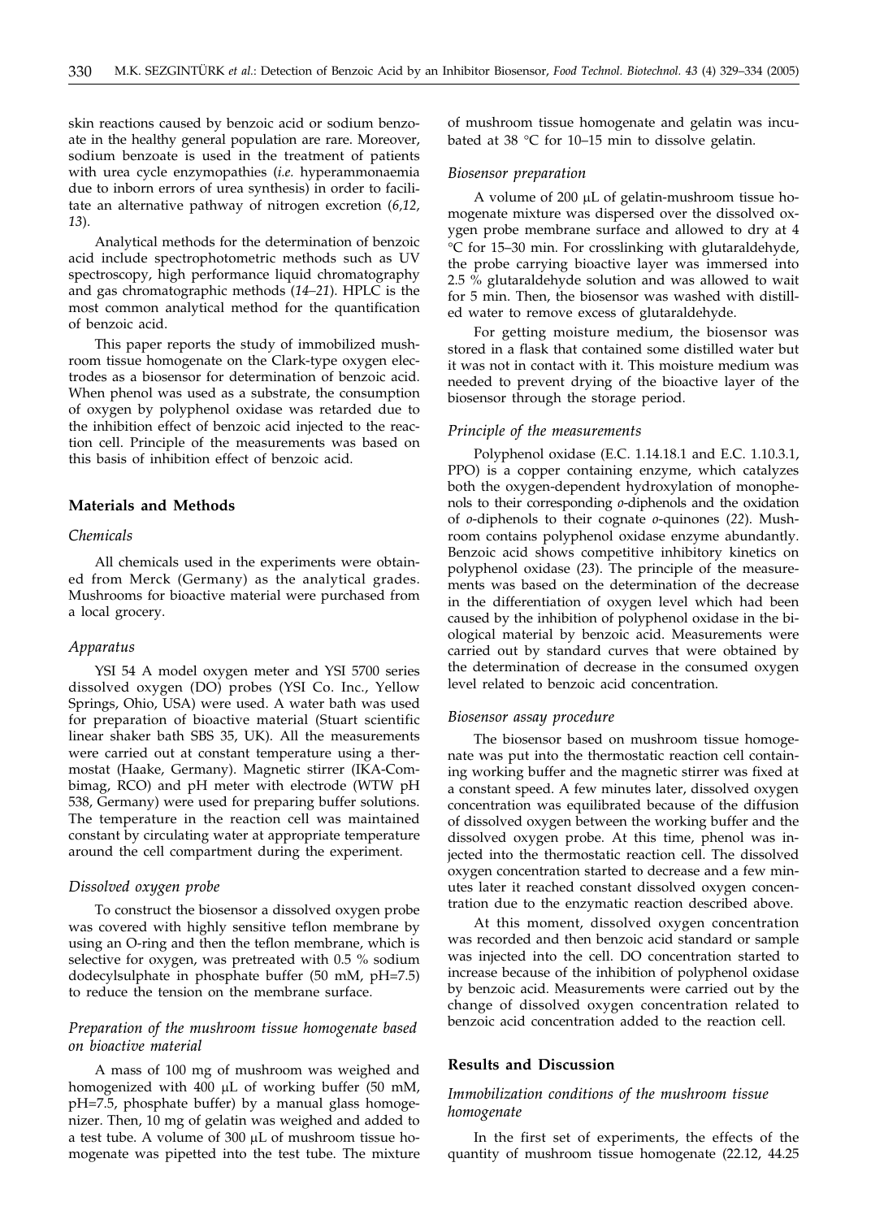skin reactions caused by benzoic acid or sodium benzoate in the healthy general population are rare. Moreover, sodium benzoate is used in the treatment of patients with urea cycle enzymopathies (*i.e.* hyperammonaemia due to inborn errors of urea synthesis) in order to facilitate an alternative pathway of nitrogen excretion (*6,12, 13*).

Analytical methods for the determination of benzoic acid include spectrophotometric methods such as UV spectroscopy, high performance liquid chromatography and gas chromatographic methods (*14–21*). HPLC is the most common analytical method for the quantification of benzoic acid.

This paper reports the study of immobilized mushroom tissue homogenate on the Clark-type oxygen electrodes as a biosensor for determination of benzoic acid. When phenol was used as a substrate, the consumption of oxygen by polyphenol oxidase was retarded due to the inhibition effect of benzoic acid injected to the reaction cell. Principle of the measurements was based on this basis of inhibition effect of benzoic acid.

## Materials and Methods

### *Chemicals*

All chemicals used in the experiments were obtained from Merck (Germany) as the analytical grades. Mushrooms for bioactive material were purchased from a local grocery.

### *Apparatus*

YSI 54 A model oxygen meter and YSI 5700 series dissolved oxygen (DO) probes (YSI Co. Inc., Yellow Springs, Ohio, USA) were used. A water bath was used for preparation of bioactive material (Stuart scientific linear shaker bath SBS 35, UK). All the measurements were carried out at constant temperature using a thermostat (Haake, Germany). Magnetic stirrer (IKA-Combimag, RCO) and pH meter with electrode (WTW pH 538, Germany) were used for preparing buffer solutions. The temperature in the reaction cell was maintained constant by circulating water at appropriate temperature around the cell compartment during the experiment.

### *Dissolved oxygen probe*

To construct the biosensor a dissolved oxygen probe was covered with highly sensitive teflon membrane by using an O-ring and then the teflon membrane, which is selective for oxygen, was pretreated with 0.5 % sodium dodecylsulphate in phosphate buffer (50 mM, pH=7.5) to reduce the tension on the membrane surface.

### *Preparation of the mushroom tissue homogenate based on bioactive material*

A mass of 100 mg of mushroom was weighed and homogenized with 400 μL of working buffer (50 mM, pH=7.5, phosphate buffer) by a manual glass homogenizer. Then, 10 mg of gelatin was weighed and added to a test tube. A volume of 300 μL of mushroom tissue homogenate was pipetted into the test tube. The mixture of mushroom tissue homogenate and gelatin was incubated at 38 °C for 10–15 min to dissolve gelatin.

### *Biosensor preparation*

A volume of 200 μL of gelatin-mushroom tissue homogenate mixture was dispersed over the dissolved oxygen probe membrane surface and allowed to dry at 4 °C for 15–30 min. For crosslinking with glutaraldehyde, the probe carrying bioactive layer was immersed into 2.5 % glutaraldehyde solution and was allowed to wait for 5 min. Then, the biosensor was washed with distilled water to remove excess of glutaraldehyde.

For getting moisture medium, the biosensor was stored in a flask that contained some distilled water but it was not in contact with it. This moisture medium was needed to prevent drying of the bioactive layer of the biosensor through the storage period.

### *Principle of the measurements*

Polyphenol oxidase (E.C. 1.14.18.1 and E.C. 1.10.3.1, PPO) is a copper containing enzyme, which catalyzes both the oxygen-dependent hydroxylation of monophenols to their corresponding *o*-diphenols and the oxidation of *o*-diphenols to their cognate *o*-quinones (*22*). Mushroom contains polyphenol oxidase enzyme abundantly. Benzoic acid shows competitive inhibitory kinetics on polyphenol oxidase (*23*). The principle of the measurements was based on the determination of the decrease in the differentiation of oxygen level which had been caused by the inhibition of polyphenol oxidase in the biological material by benzoic acid. Measurements were carried out by standard curves that were obtained by the determination of decrease in the consumed oxygen level related to benzoic acid concentration.

### *Biosensor assay procedure*

The biosensor based on mushroom tissue homogenate was put into the thermostatic reaction cell containing working buffer and the magnetic stirrer was fixed at a constant speed. A few minutes later, dissolved oxygen concentration was equilibrated because of the diffusion of dissolved oxygen between the working buffer and the dissolved oxygen probe. At this time, phenol was injected into the thermostatic reaction cell. The dissolved oxygen concentration started to decrease and a few minutes later it reached constant dissolved oxygen concentration due to the enzymatic reaction described above.

At this moment, dissolved oxygen concentration was recorded and then benzoic acid standard or sample was injected into the cell. DO concentration started to increase because of the inhibition of polyphenol oxidase by benzoic acid. Measurements were carried out by the change of dissolved oxygen concentration related to benzoic acid concentration added to the reaction cell.

## Results and Discussion

### *Immobilization conditions of the mushroom tissue homogenate*

In the first set of experiments, the effects of the quantity of mushroom tissue homogenate (22.12, 44.25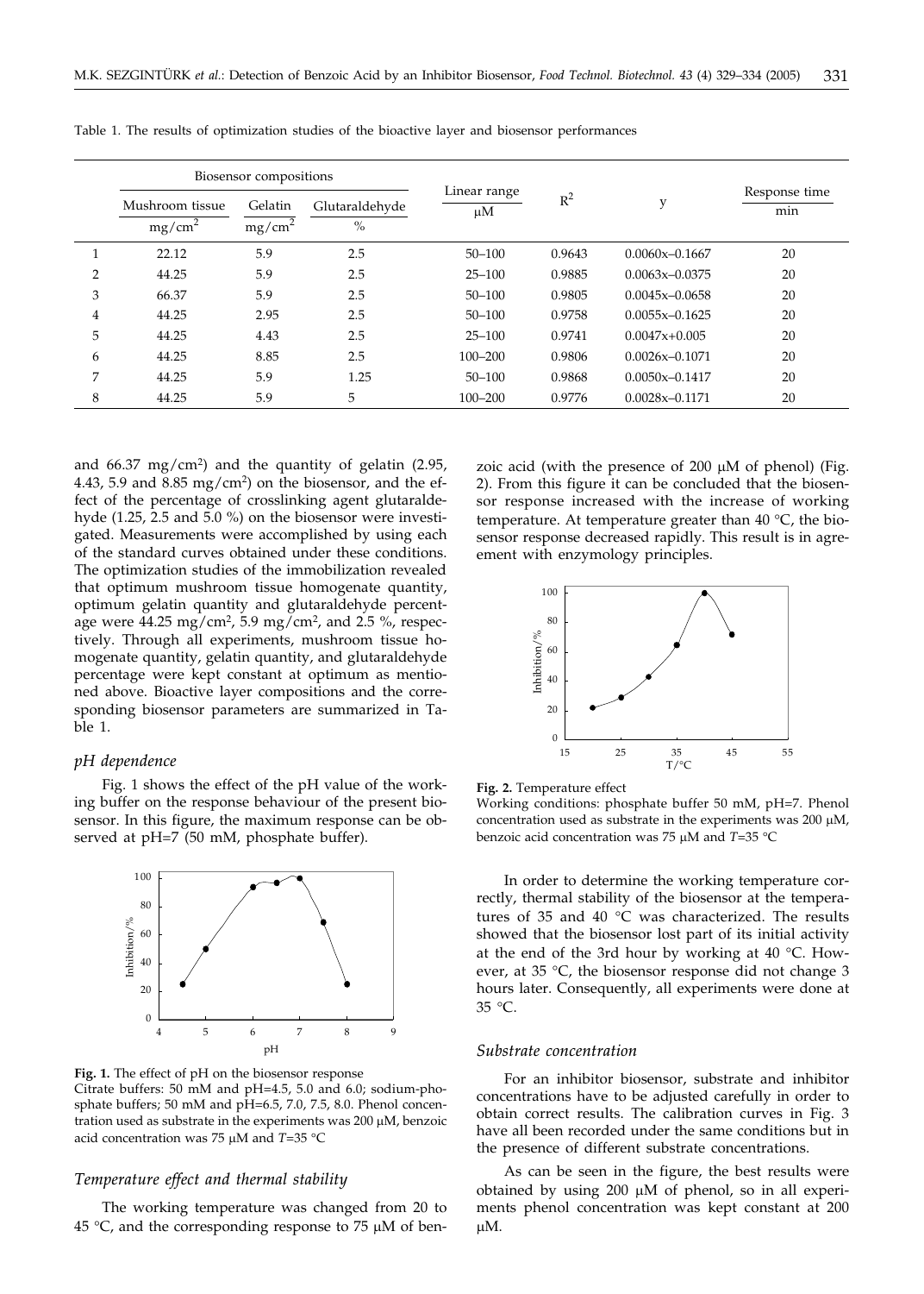Table 1. The results of optimization studies of the bioactive layer and biosensor performances

| | Biosensor compositions | | | Linear range | $R^2$ | y | Response time |
|---|---|---|---|---|---|---|---|
| | Mushroom tissue | Gelatin | Glutaraldehyde | | | | |
| | mg/cm$^2$ | mg/cm$^2$ | % | μM | | | min |
| 1 | 22.12 | 5.9 | 2.5 | 50–100 | 0.9643 | 0.0060x–0.1667 | 20 |
| 2 | 44.25 | 5.9 | 2.5 | 25–100 | 0.9885 | 0.0063x–0.0375 | 20 |
| 3 | 66.37 | 5.9 | 2.5 | 50–100 | 0.9805 | 0.0045x–0.0658 | 20 |
| 4 | 44.25 | 2.95 | 2.5 | 50–100 | 0.9758 | 0.0055x–0.1625 | 20 |
| 5 | 44.25 | 4.43 | 2.5 | 25–100 | 0.9741 | 0.0047x+0.005 | 20 |
| 6 | 44.25 | 8.85 | 2.5 | 100–200 | 0.9806 | 0.0026x–0.1071 | 20 |
| 7 | 44.25 | 5.9 | 1.25 | 50–100 | 0.9868 | 0.0050x–0.1417 | 20 |
| 8 | 44.25 | 5.9 | 5 | 100–200 | 0.9776 | 0.0028x–0.1171 | 20 |

and 66.37 mg/cm$^2$) and the quantity of gelatin (2.95, 4.43, 5.9 and 8.85 mg/cm$^2$) on the biosensor, and the effect of the percentage of crosslinking agent glutaraldehyde (1.25, 2.5 and 5.0 %) on the biosensor were investigated. Measurements were accomplished by using each of the standard curves obtained under these conditions. The optimization studies of the immobilization revealed that optimum mushroom tissue homogenate quantity, optimum gelatin quantity and glutaraldehyde percentage were 44.25 mg/cm$^2$, 5.9 mg/cm$^2$, and 2.5 %, respectively. Through all experiments, mushroom tissue homogenate quantity, gelatin quantity, and glutaraldehyde percentage were kept constant at optimum as mentioned above. Bioactive layer compositions and the corresponding biosensor parameters are summarized in Table 1.

### *pH dependence*

Fig. 1 shows the effect of the pH value of the working buffer on the response behaviour of the present biosensor. In this figure, the maximum response can be observed at pH=7 (50 mM, phosphate buffer).

**Fig. 1.** The effect of pH on the biosensor response
Citrate buffers: 50 mM and pH=4.5, 5.0 and 6.0; sodium-phosphate buffers; 50 mM and pH=6.5, 7.0, 7.5, 8.0. Phenol concentration used as substrate in the experiments was 200 μM, benzoic acid concentration was 75 μM and *T*=35 °C

### *Temperature effect and thermal stability*

The working temperature was changed from 20 to 45 °C, and the corresponding response to 75 μM of benzoic acid (with the presence of 200 μM of phenol) (Fig. 2). From this figure it can be concluded that the biosensor response increased with the increase of working temperature. At temperature greater than 40 °C, the biosensor response decreased rapidly. This result is in agreement with enzymology principles.

**Fig. 2.** Temperature effect
Working conditions: phosphate buffer 50 mM, pH=7. Phenol concentration used as substrate in the experiments was 200 μM, benzoic acid concentration was 75 μM and *T*=35 °C

In order to determine the working temperature correctly, thermal stability of the biosensor at the temperatures of 35 and 40 °C was characterized. The results showed that the biosensor lost part of its initial activity at the end of the 3rd hour by working at 40 °C. However, at 35 °C, the biosensor response did not change 3 hours later. Consequently, all experiments were done at 35 °C.

### *Substrate concentration*

For an inhibitor biosensor, substrate and inhibitor concentrations have to be adjusted carefully in order to obtain correct results. The calibration curves in Fig. 3 have all been recorded under the same conditions but in the presence of different substrate concentrations.

As can be seen in the figure, the best results were obtained by using 200 μM of phenol, so in all experiments phenol concentration was kept constant at 200 μM.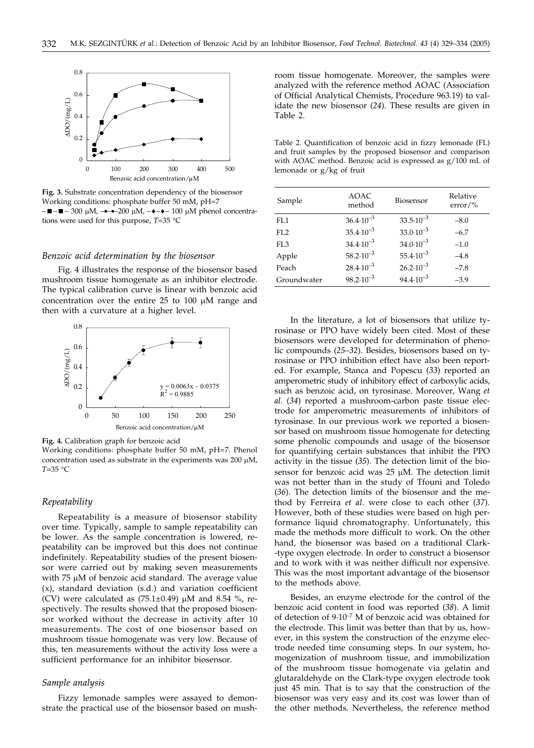**Fig. 3.** Substrate concentration dependency of the biosensor
Working conditions: phosphate buffer 50 mM, pH=7
–■–■– 300 μM, –•–•–200 μM, –♦–♦– 100 μM phenol concentrations were used for this purpose, $T$=35 °C

### *Benzoic acid determination by the biosensor*

Fig. 4 illustrates the response of the biosensor based mushroom tissue homogenate as an inhibitor electrode. The typical calibration curve is linear with benzoic acid concentration over the entire 25 to 100 μM range and then with a curvature at a higher level.

**Fig. 4.** Calibration graph for benzoic acid
Working conditions: phosphate buffer 50 mM, pH=7. Phenol concentration used as substrate in the experiments was 200 μM, $T$=35 °C

### *Repeatability*

Repeatability is a measure of biosensor stability over time. Typically, sample to sample repeatability can be lower. As the sample concentration is lowered, repeatability can be improved but this does not continue indefinitely. Repeatability studies of the present biosensor were carried out by making seven measurements with 75 μM of benzoic acid standard. The average value (x), standard deviation (s.d.) and variation coefficient (CV) were calculated as (75.1±0.49) μM and 8.54 %, respectively. The results showed that the proposed biosensor worked without the decrease in activity after 10 measurements. The cost of one biosensor based on mushroom tissue homogenate was very low. Because of this, ten measurements without the activity loss were a sufficient performance for an inhibitor biosensor.

### *Sample analysis*

Fizzy lemonade samples were assayed to demonstrate the practical use of the biosensor based on mushroom tissue homogenate. Moreover, the samples were analyzed with the reference method AOAC (Association of Official Analytical Chemists, Procedure 963.19) to validate the new biosensor (*24*). These results are given in Table 2.

Table 2. Quantification of benzoic acid in fizzy lemonade (FL) and fruit samples by the proposed biosensor and comparison with AOAC method. Benzoic acid is expressed as g/100 mL of lemonade or g/kg of fruit

| Sample | AOAC method | Biosensor | Relative error/% |
|---|---|---|---|
| FL1 | $36.4\cdot 10^{-3}$ | $33.5\cdot 10^{-3}$ | –8.0 |
| FL2 | $35.4\cdot 10^{-3}$ | $33.0\cdot 10^{-3}$ | –6.7 |
| FL3 | $34.4\cdot 10^{-3}$ | $34.0\cdot 10^{-3}$ | –1.0 |
| Apple | $58.2\cdot 10^{-3}$ | $55.4\cdot 10^{-3}$ | –4.8 |
| Peach | $28.4\cdot 10^{-3}$ | $26.2\cdot 10^{-3}$ | –7.8 |
| Groundwater | $98.2\cdot 10^{-3}$ | $94.4\cdot 10^{-3}$ | –3.9 |

In the literature, a lot of biosensors that utilize tyrosinase or PPO have widely been cited. Most of these biosensors were developed for determination of phenolic compounds (*25–32*). Besides, biosensors based on tyrosinase or PPO inhibition effect have also been reported. For example, Stanca and Popescu (*33*) reported an amperometric study of inhibitory effect of carboxylic acids, such as benzoic acid, on tyrosinase. Moreover, Wang *et al*. (*34*) reported a mushroom-carbon paste tissue electrode for amperometric measurements of inhibitors of tyrosinase. In our previous work we reported a biosensor based on mushroom tissue homogenate for detecting some phenolic compounds and usage of the biosensor for quantifying certain substances that inhibit the PPO activity in the tissue (*35*). The detection limit of the biosensor for benzoic acid was 25 μM. The detection limit was not better than in the study of Tfouni and Toledo (*36*). The detection limits of the biosensor and the method by Ferreira *et al*. were close to each other (*37*). However, both of these studies were based on high performance liquid chromatography. Unfortunately, this made the methods more difficult to work. On the other hand, the biosensor was based on a traditional Clark-type oxygen electrode. In order to construct a biosensor and to work with it was neither difficult nor expensive. This was the most important advantage of the biosensor to the methods above.

Besides, an enzyme electrode for the control of the benzoic acid content in food was reported (*38*). A limit of detection of $9\cdot 10^{-7}$ M of benzoic acid was obtained for the electrode. This limit was better than that by us, however, in this system the construction of the enzyme electrode needed time consuming steps. In our system, homogenization of mushroom tissue, and immobilization of the mushroom tissue homogenate via gelatin and glutaraldehyde on the Clark-type oxygen electrode took just 45 min. That is to say that the construction of the biosensor was very easy and its cost was lower than of the other methods. Nevertheless, the reference method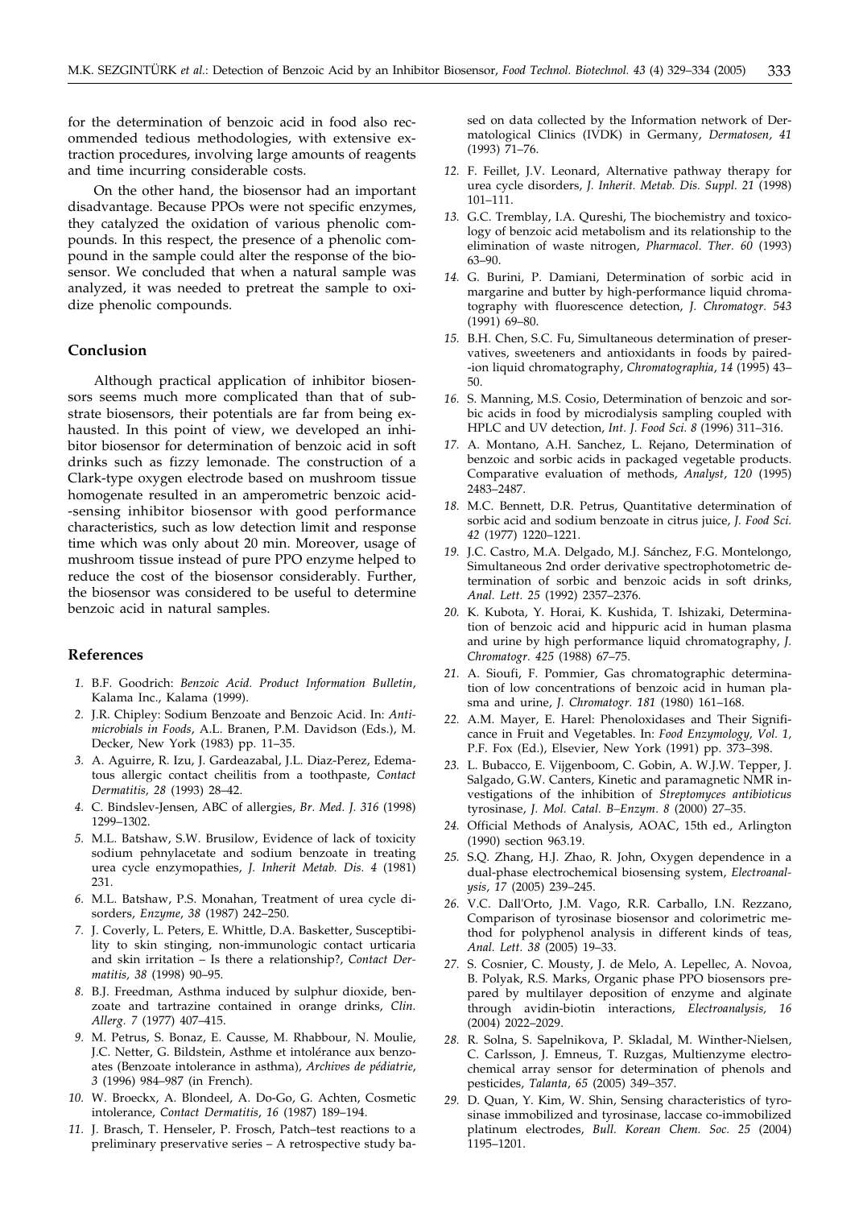for the determination of benzoic acid in food also recommended tedious methodologies, with extensive extraction procedures, involving large amounts of reagents and time incurring considerable costs.

On the other hand, the biosensor had an important disadvantage. Because PPOs were not specific enzymes, they catalyzed the oxidation of various phenolic compounds. In this respect, the presence of a phenolic compound in the sample could alter the response of the biosensor. We concluded that when a natural sample was analyzed, it was needed to pretreat the sample to oxidize phenolic compounds.

## Conclusion

Although practical application of inhibitor biosensors seems much more complicated than that of substrate biosensors, their potentials are far from being exhausted. In this point of view, we developed an inhibitor biosensor for determination of benzoic acid in soft drinks such as fizzy lemonade. The construction of a Clark-type oxygen electrode based on mushroom tissue homogenate resulted in an amperometric benzoic acid-sensing inhibitor biosensor with good performance characteristics, such as low detection limit and response time which was only about 20 min. Moreover, usage of mushroom tissue instead of pure PPO enzyme helped to reduce the cost of the biosensor considerably. Further, the biosensor was considered to be useful to determine benzoic acid in natural samples.

## References

1. B.F. Goodrich: *Benzoic Acid. Product Information Bulletin*, Kalama Inc., Kalama (1999).
2. J.R. Chipley: Sodium Benzoate and Benzoic Acid. In: *Antimicrobials in Foods*, A.L. Branen, P.M. Davidson (Eds.), M. Decker, New York (1983) pp. 11–35.
3. A. Aguirre, R. Izu, J. Gardeazabal, J.L. Diaz-Perez, Edematous allergic contact cheilitis from a toothpaste, *Contact Dermatitis, 28* (1993) 28–42.
4. C. Bindslev-Jensen, ABC of allergies, *Br. Med. J. 316* (1998) 1299–1302.
5. M.L. Batshaw, S.W. Brusilow, Evidence of lack of toxicity sodium pehnylacetate and sodium benzoate in treating urea cycle enzymopathies, *J. Inherit Metab. Dis. 4* (1981) 231.
6. M.L. Batshaw, P.S. Monahan, Treatment of urea cycle disorders, *Enzyme*, *38* (1987) 242–250.
7. J. Coverly, L. Peters, E. Whittle, D.A. Basketter, Susceptibility to skin stinging, non-immunologic contact urticaria and skin irritation – Is there a relationship?, *Contact Dermatitis, 38* (1998) 90–95.
8. B.J. Freedman, Asthma induced by sulphur dioxide, benzoate and tartrazine contained in orange drinks, *Clin. Allerg. 7* (1977) 407–415.
9. M. Petrus, S. Bonaz, E. Causse, M. Rhabbour, N. Moulie, J.C. Netter, G. Bildstein, Asthme et intolérance aux benzoates (Benzoate intolerance in asthma), *Archives de pédiatrie*, *3* (1996) 984–987 (in French).
10. W. Broeckx, A. Blondeel, A. Do-Go, G. Achten, Cosmetic intolerance, *Contact Dermatitis*, *16* (1987) 189–194.
11. J. Brasch, T. Henseler, P. Frosch, Patch–test reactions to a preliminary preservative series – A retrospective study based on data collected by the Information network of Dermatological Clinics (IVDK) in Germany, *Dermatosen*, *41* (1993) 71–76.
12. F. Feillet, J.V. Leonard, Alternative pathway therapy for urea cycle disorders, *J. Inherit. Metab. Dis. Suppl. 21* (1998) 101–111.
13. G.C. Tremblay, I.A. Qureshi, The biochemistry and toxicology of benzoic acid metabolism and its relationship to the elimination of waste nitrogen, *Pharmacol. Ther. 60* (1993) 63–90.
14. G. Burini, P. Damiani, Determination of sorbic acid in margarine and butter by high-performance liquid chromatography with fluorescence detection, *J. Chromatogr. 543* (1991) 69–80.
15. B.H. Chen, S.C. Fu, Simultaneous determination of preservatives, sweeteners and antioxidants in foods by paired-ion liquid chromatography, *Chromatographia*, *14* (1995) 43–50.
16. S. Manning, M.S. Cosio, Determination of benzoic and sorbic acids in food by microdialysis sampling coupled with HPLC and UV detection, *Int. J. Food Sci. 8* (1996) 311–316.
17. A. Montano, A.H. Sanchez, L. Rejano, Determination of benzoic and sorbic acids in packaged vegetable products. Comparative evaluation of methods, *Analyst*, *120* (1995) 2483–2487.
18. M.C. Bennett, D.R. Petrus, Quantitative determination of sorbic acid and sodium benzoate in citrus juice, *J. Food Sci. 42* (1977) 1220–1221.
19. J.C. Castro, M.A. Delgado, M.J. Sánchez, F.G. Montelongo, Simultaneous 2nd order derivative spectrophotometric determination of sorbic and benzoic acids in soft drinks, *Anal. Lett. 25* (1992) 2357–2376.
20. K. Kubota, Y. Horai, K. Kushida, T. Ishizaki, Determination of benzoic acid and hippuric acid in human plasma and urine by high performance liquid chromatography, *J. Chromatogr. 425* (1988) 67–75.
21. A. Sioufi, F. Pommier, Gas chromatographic determination of low concentrations of benzoic acid in human plasma and urine, *J. Chromatogr. 181* (1980) 161–168.
22. A.M. Mayer, E. Harel: Phenoloxidases and Their Significance in Fruit and Vegetables. In: *Food Enzymology, Vol. 1*, P.F. Fox (Ed.), Elsevier, New York (1991) pp. 373–398.
23. L. Bubacco, E. Vijgenboom, C. Gobin, A. W.J.W. Tepper, J. Salgado, G.W. Canters, Kinetic and paramagnetic NMR investigations of the inhibition of *Streptomyces antibioticus* tyrosinase, *J. Mol. Catal. B–Enzym*. *8* (2000) 27–35.
24. Official Methods of Analysis, AOAC, 15th ed., Arlington (1990) section 963.19.
25. S.Q. Zhang, H.J. Zhao, R. John, Oxygen dependence in a dual-phase electrochemical biosensing system, *Electroanalysis*, *17* (2005) 239–245.
26. V.C. Dall'Orto, J.M. Vago, R.R. Carballo, I.N. Rezzano, Comparison of tyrosinase biosensor and colorimetric method for polyphenol analysis in different kinds of teas, *Anal. Lett. 38* (2005) 19–33.
27. S. Cosnier, C. Mousty, J. de Melo, A. Lepellec, A. Novoa, B. Polyak, R.S. Marks, Organic phase PPO biosensors prepared by multilayer deposition of enzyme and alginate through avidin-biotin interactions, *Electroanalysis, 16* (2004) 2022–2029.
28. R. Solna, S. Sapelnikova, P. Skladal, M. Winther-Nielsen, C. Carlsson, J. Emneus, T. Ruzgas, Multienzyme electrochemical array sensor for determination of phenols and pesticides, *Talanta*, *65* (2005) 349–357.
29. D. Quan, Y. Kim, W. Shin, Sensing characteristics of tyrosinase immobilized and tyrosinase, laccase co-immobilized platinum electrodes, *Bull. Korean Chem. Soc. 25* (2004) 1195–1201.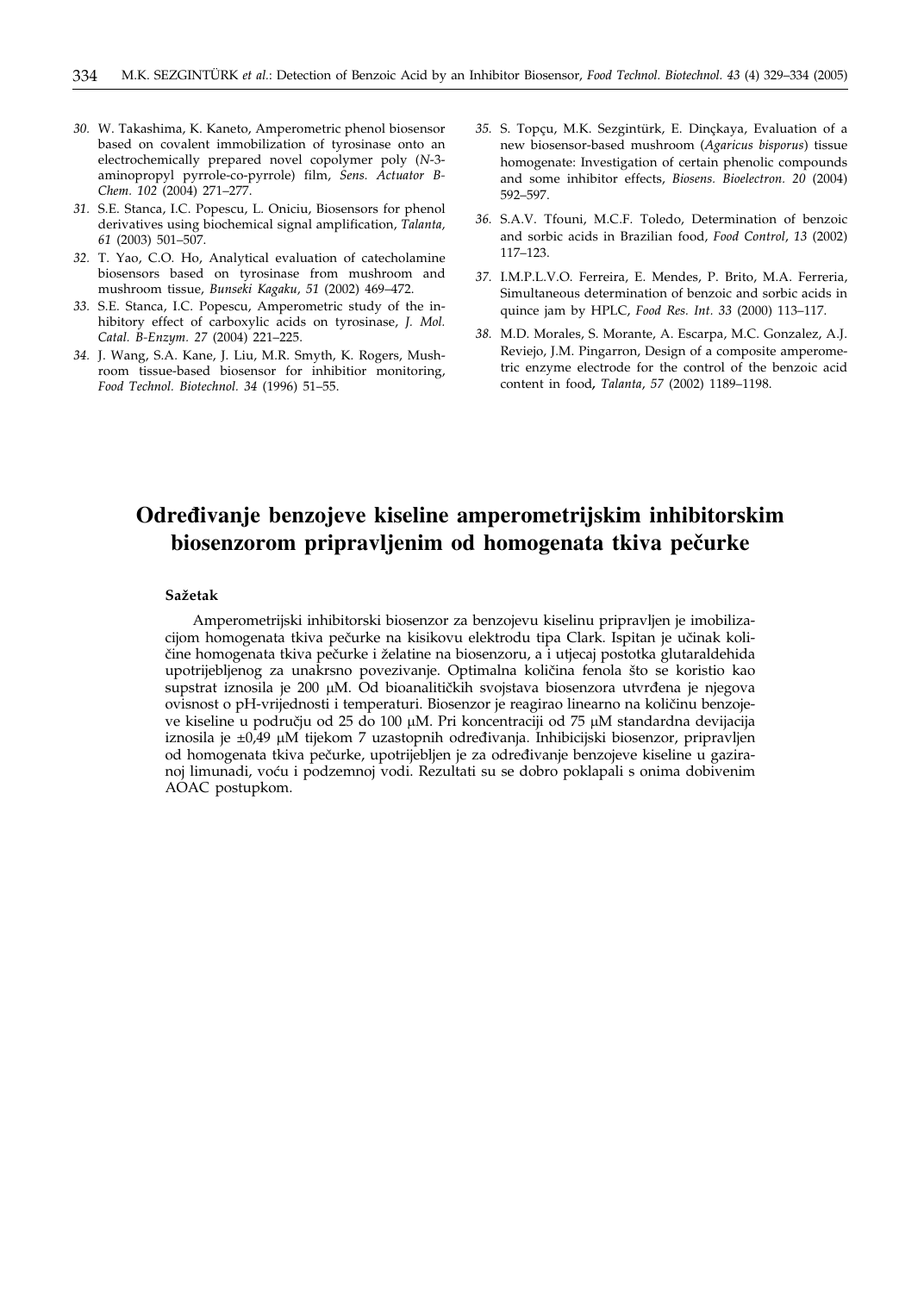30. W. Takashima, K. Kaneto, Amperometric phenol biosensor based on covalent immobilization of tyrosinase onto an electrochemically prepared novel copolymer poly (*N*-3-aminopropyl pyrrole-co-pyrrole) film, *Sens. Actuator B-Chem. 102* (2004) 271–277.

31. S.E. Stanca, I.C. Popescu, L. Oniciu, Biosensors for phenol derivatives using biochemical signal amplification, *Talanta, 61* (2003) 501–507.

32. T. Yao, C.O. Ho, Analytical evaluation of catecholamine biosensors based on tyrosinase from mushroom and mushroom tissue, *Bunseki Kagaku, 51* (2002) 469–472.

33. S.E. Stanca, I.C. Popescu, Amperometric study of the inhibitory effect of carboxylic acids on tyrosinase, *J. Mol. Catal. B-Enzym. 27* (2004) 221–225.

34. J. Wang, S.A. Kane, J. Liu, M.R. Smyth, K. Rogers, Mushroom tissue-based biosensor for inhibitior monitoring, *Food Technol. Biotechnol. 34* (1996) 51–55.

35. S. Topçu, M.K. Sezgintürk, E. Dinçkaya, Evaluation of a new biosensor-based mushroom (*Agaricus bisporus*) tissue homogenate: Investigation of certain phenolic compounds and some inhibitor effects, *Biosens. Bioelectron. 20* (2004) 592–597.

36. S.A.V. Tfouni, M.C.F. Toledo, Determination of benzoic and sorbic acids in Brazilian food, *Food Control*, *13* (2002) 117–123.

37. I.M.P.L.V.O. Ferreira, E. Mendes, P. Brito, M.A. Ferreria, Simultaneous determination of benzoic and sorbic acids in quince jam by HPLC, *Food Res. Int. 33* (2000) 113–117.

38. M.D. Morales, S. Morante, A. Escarpa, M.C. Gonzalez, A.J. Reviejo, J.M. Pingarron, Design of a composite amperometric enzyme electrode for the control of the benzoic acid content in food, *Talanta*, *57* (2002) 1189–1198.

# Određivanje benzojeve kiseline amperometrijskim inhibitorskim biosenzorom pripravljenim od homogenata tkiva pečurke

#### Sažetak

Amperometrijski inhibitorski biosenzor za benzojevu kiselinu pripravljen je imobilizacijom homogenata tkiva pečurke na kisikovu elektrodu tipa Clark. Ispitan je učinak količine homogenata tkiva pečurke i želatine na biosenzoru, a i utjecaj postotka glutaraldehida upotrijebljenog za unakrsno povezivanje. Optimalna količina fenola što se koristio kao supstrat iznosila je 200 μM. Od bioanalitičkih svojstava biosenzora utvrđena je njegova ovisnost o pH-vrijednosti i temperaturi. Biosenzor je reagirao linearno na količinu benzojeve kiseline u području od 25 do 100 μM. Pri koncentraciji od 75 μM standardna devijacija iznosila je ±0,49 μM tijekom 7 uzastopnih određivanja. Inhibicijski biosenzor, pripravljen od homogenata tkiva pečurke, upotrijebljen je za određivanje benzojeve kiseline u gaziranoj limunadi, voću i podzemnoj vodi. Rezultati su se dobro poklapali s onima dobivenim AOAC postupkom.